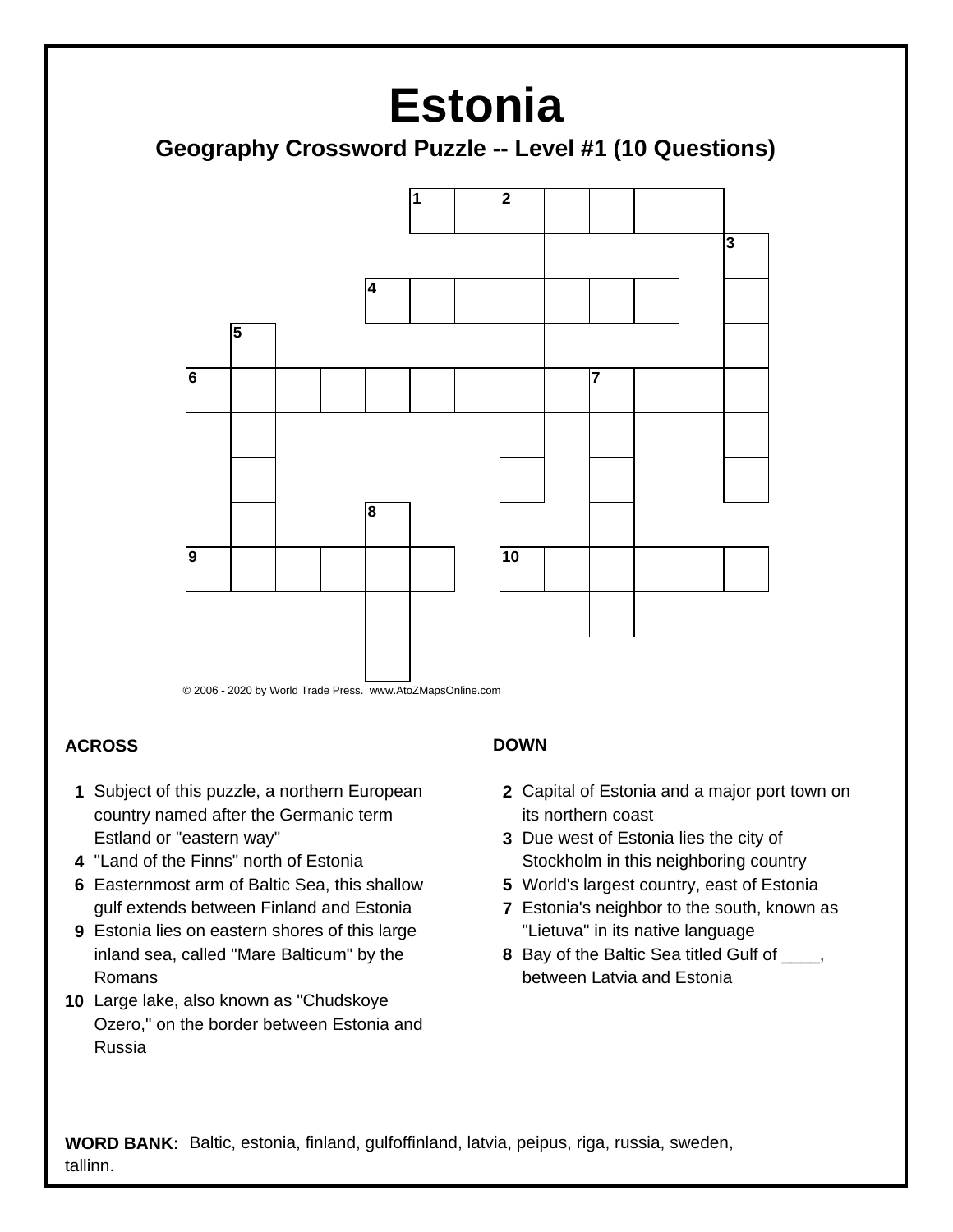# Estonia

## Geography Crossword Puzzle -- Level #1 (10 Questions)

© 2006 - 2020 by World Trade Press. www.AtoZMapsOnline.com

**ACROSS**

1. Subject of this puzzle, a northern European country named after the Germanic term Estland or "eastern way"
4. "Land of the Finns" north of Estonia
6. Easternmost arm of Baltic Sea, this shallow gulf extends between Finland and Estonia
9. Estonia lies on eastern shores of this large inland sea, called "Mare Balticum" by the Romans
10. Large lake, also known as "Chudskoye Ozero," on the border between Estonia and Russia

**DOWN**

2. Capital of Estonia and a major port town on its northern coast
3. Due west of Estonia lies the city of Stockholm in this neighboring country
5. World's largest country, east of Estonia
7. Estonia's neighbor to the south, known as "Lietuva" in its native language
8. Bay of the Baltic Sea titled Gulf of ____, between Latvia and Estonia

**WORD BANK:** Baltic, estonia, finland, gulfoffinland, latvia, peipus, riga, russia, sweden, tallinn.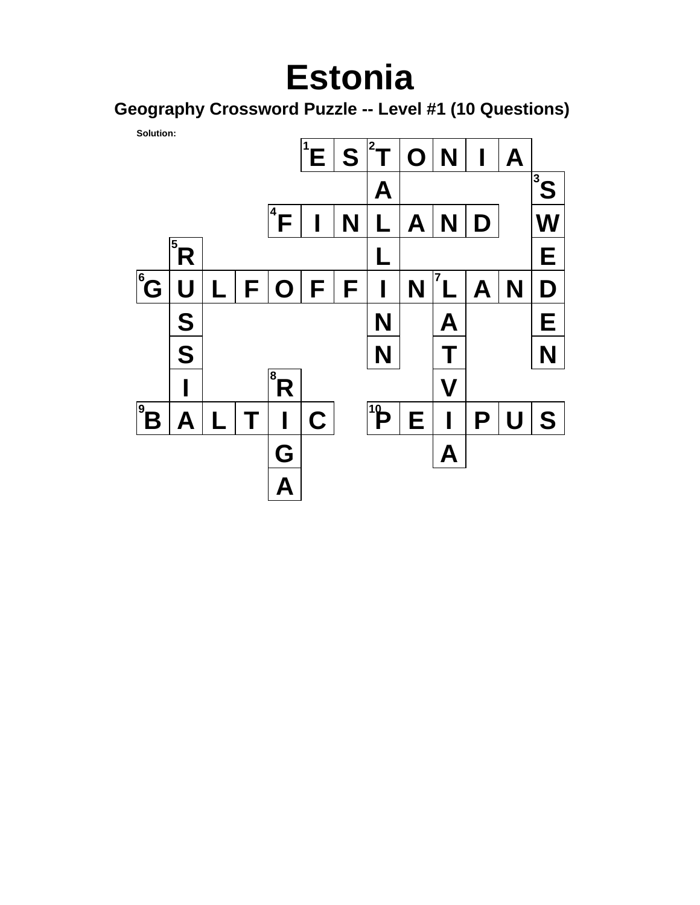# Estonia

## Geography Crossword Puzzle -- Level #1 (10 Questions)

**Solution:**

| | | | | | | | | | | | | |
|---|---|---|---|---|---|---|---|---|---|---|---|---|
| | | | | | 1 E | S | 2 T | O | N | I | A | |
| | | | | | | | A | | | | | 3 S |
| | | | | 4 F | I | N | L | A | N | D | | W |
| | 5 R | | | | | | L | | | | | E |
| 6 G | U | L | F | O | F | F | I | N | 7 L | A | N | D |
| | S | | | | | | N | | A | | | E |
| | S | | | | | | N | | T | | | N |
| | I | | | 8 R | | | | | V | | | |
| 9 B | A | L | T | I | C | | 10 P | E | I | P | U | S |
| | | | | G | | | | | A | | | |
| | | | | A | | | | | | | | |